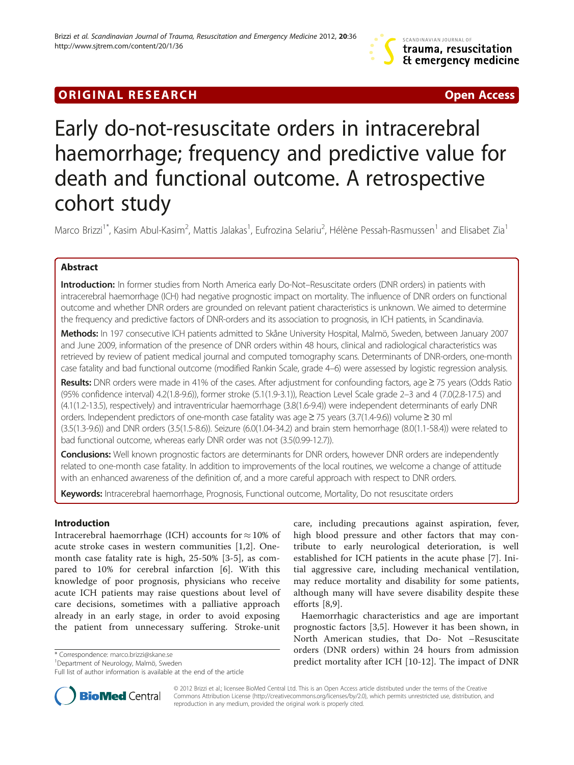ORIGINAL RESEARCH Open Access

# Early do-not-resuscitate orders in intracerebral haemorrhage; frequency and predictive value for death and functional outcome. A retrospective cohort study

Marco Brizzi[1*], Kasim Abul-Kasim[2], Mattis Jalakas[1], Eufrozina Selariu[2], Hélène Pessah-Rasmussen[1] and Elisabet Zia[1]

## Abstract

**Introduction:** In former studies from North America early Do-Not–Resuscitate orders (DNR orders) in patients with intracerebral haemorrhage (ICH) had negative prognostic impact on mortality. The influence of DNR orders on functional outcome and whether DNR orders are grounded on relevant patient characteristics is unknown. We aimed to determine the frequency and predictive factors of DNR-orders and its association to prognosis, in ICH patients, in Scandinavia.

**Methods:** In 197 consecutive ICH patients admitted to Skåne University Hospital, Malmö, Sweden, between January 2007 and June 2009, information of the presence of DNR orders within 48 hours, clinical and radiological characteristics was retrieved by review of patient medical journal and computed tomography scans. Determinants of DNR-orders, one-month case fatality and bad functional outcome (modified Rankin Scale, grade 4–6) were assessed by logistic regression analysis.

**Results:** DNR orders were made in 41% of the cases. After adjustment for confounding factors, age ≥ 75 years (Odds Ratio (95% confidence interval) 4.2(1.8-9.6)), former stroke (5.1(1.9-3.1)), Reaction Level Scale grade 2–3 and 4 (7.0(2.8-17.5) and (4.1(1.2-13.5), respectively) and intraventricular haemorrhage (3.8(1.6-9.4)) were independent determinants of early DNR orders. Independent predictors of one-month case fatality was age ≥ 75 years (3.7(1.4-9.6)) volume ≥ 30 ml (3.5(1.3-9.6)) and DNR orders (3.5(1.5-8.6)). Seizure (6.0(1.04-34.2) and brain stem hemorrhage (8.0(1.1-58.4)) were related to bad functional outcome, whereas early DNR order was not (3.5(0.99-12.7)).

**Conclusions:** Well known prognostic factors are determinants for DNR orders, however DNR orders are independently related to one-month case fatality. In addition to improvements of the local routines, we welcome a change of attitude with an enhanced awareness of the definition of, and a more careful approach with respect to DNR orders.

**Keywords:** Intracerebral haemorrhage, Prognosis, Functional outcome, Mortality, Do not resuscitate orders

## Introduction

Intracerebral haemorrhage (ICH) accounts for ≈ 10% of acute stroke cases in western communities [1,2]. One-month case fatality rate is high, 25-50% [3-5], as compared to 10% for cerebral infarction [6]. With this knowledge of poor prognosis, physicians who receive acute ICH patients may raise questions about level of care decisions, sometimes with a palliative approach already in an early stage, in order to avoid exposing the patient from unnecessary suffering. Stroke-unit care, including precautions against aspiration, fever, high blood pressure and other factors that may contribute to early neurological deterioration, is well established for ICH patients in the acute phase [7]. Initial aggressive care, including mechanical ventilation, may reduce mortality and disability for some patients, although many will have severe disability despite these efforts [8,9].

Haemorrhagic characteristics and age are important prognostic factors [3,5]. However it has been shown, in North American studies, that Do- Not –Resuscitate orders (DNR orders) within 24 hours from admission predict mortality after ICH [10-12]. The impact of DNR

\* Correspondence: marco.brizzi@skane.se
[1]Department of Neurology, Malmö, Sweden
Full list of author information is available at the end of the article

© 2012 Brizzi et al.; licensee BioMed Central Ltd. This is an Open Access article distributed under the terms of the Creative Commons Attribution License (http://creativecommons.org/licenses/by/2.0), which permits unrestricted use, distribution, and reproduction in any medium, provided the original work is properly cited.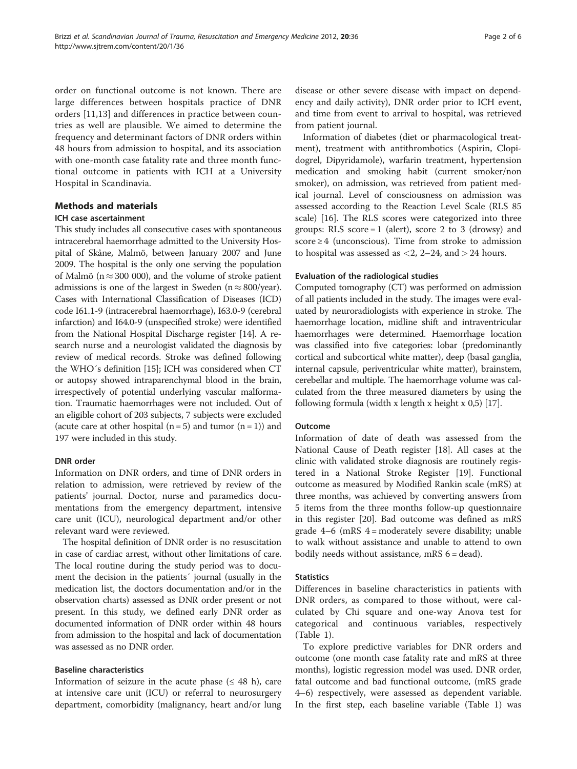order on functional outcome is not known. There are large differences between hospitals practice of DNR orders [11,13] and differences in practice between countries as well are plausible. We aimed to determine the frequency and determinant factors of DNR orders within 48 hours from admission to hospital, and its association with one-month case fatality rate and three month functional outcome in patients with ICH at a University Hospital in Scandinavia.

## Methods and materials

### ICH case ascertainment

This study includes all consecutive cases with spontaneous intracerebral haemorrhage admitted to the University Hospital of Skåne, Malmö, between January 2007 and June 2009. The hospital is the only one serving the population of Malmö (n ≈ 300 000), and the volume of stroke patient admissions is one of the largest in Sweden (n ≈ 800/year). Cases with International Classification of Diseases (ICD) code I61.1-9 (intracerebral haemorrhage), I63.0-9 (cerebral infarction) and I64.0-9 (unspecified stroke) were identified from the National Hospital Discharge register [14]. A research nurse and a neurologist validated the diagnosis by review of medical records. Stroke was defined following the WHO´s definition [15]; ICH was considered when CT or autopsy showed intraparenchymal blood in the brain, irrespectively of potential underlying vascular malformation. Traumatic haemorrhages were not included. Out of an eligible cohort of 203 subjects, 7 subjects were excluded (acute care at other hospital (n = 5) and tumor (n = 1)) and 197 were included in this study.

### DNR order

Information on DNR orders, and time of DNR orders in relation to admission, were retrieved by review of the patients' journal. Doctor, nurse and paramedics documentations from the emergency department, intensive care unit (ICU), neurological department and/or other relevant ward were reviewed.

The hospital definition of DNR order is no resuscitation in case of cardiac arrest, without other limitations of care. The local routine during the study period was to document the decision in the patients´ journal (usually in the medication list, the doctors documentation and/or in the observation charts) assessed as DNR order present or not present. In this study, we defined early DNR order as documented information of DNR order within 48 hours from admission to the hospital and lack of documentation was assessed as no DNR order.

### Baseline characteristics

Information of seizure in the acute phase (≤ 48 h), care at intensive care unit (ICU) or referral to neurosurgery department, comorbidity (malignancy, heart and/or lung disease or other severe disease with impact on dependency and daily activity), DNR order prior to ICH event, and time from event to arrival to hospital, was retrieved from patient journal.

Information of diabetes (diet or pharmacological treatment), treatment with antithrombotics (Aspirin, Clopidogrel, Dipyridamole), warfarin treatment, hypertension medication and smoking habit (current smoker/non smoker), on admission, was retrieved from patient medical journal. Level of consciousness on admission was assessed according to the Reaction Level Scale (RLS 85 scale) [16]. The RLS scores were categorized into three groups: RLS score = 1 (alert), score 2 to 3 (drowsy) and score ≥ 4 (unconscious). Time from stroke to admission to hospital was assessed as <2, 2–24, and > 24 hours.

### Evaluation of the radiological studies

Computed tomography (CT) was performed on admission of all patients included in the study. The images were evaluated by neuroradiologists with experience in stroke. The haemorrhage location, midline shift and intraventricular haemorrhages were determined. Haemorrhage location was classified into five categories: lobar (predominantly cortical and subcortical white matter), deep (basal ganglia, internal capsule, periventricular white matter), brainstem, cerebellar and multiple. The haemorrhage volume was calculated from the three measured diameters by using the following formula (width x length x height x 0,5) [17].

### Outcome

Information of date of death was assessed from the National Cause of Death register [18]. All cases at the clinic with validated stroke diagnosis are routinely registered in a National Stroke Register [19]. Functional outcome as measured by Modified Rankin scale (mRS) at three months, was achieved by converting answers from 5 items from the three months follow-up questionnaire in this register [20]. Bad outcome was defined as mRS grade 4–6 (mRS 4 = moderately severe disability; unable to walk without assistance and unable to attend to own bodily needs without assistance, mRS 6 = dead).

### Statistics

Differences in baseline characteristics in patients with DNR orders, as compared to those without, were calculated by Chi square and one-way Anova test for categorical and continuous variables, respectively (Table 1).

To explore predictive variables for DNR orders and outcome (one month case fatality rate and mRS at three months), logistic regression model was used. DNR order, fatal outcome and bad functional outcome, (mRS grade 4–6) respectively, were assessed as dependent variable. In the first step, each baseline variable (Table 1) was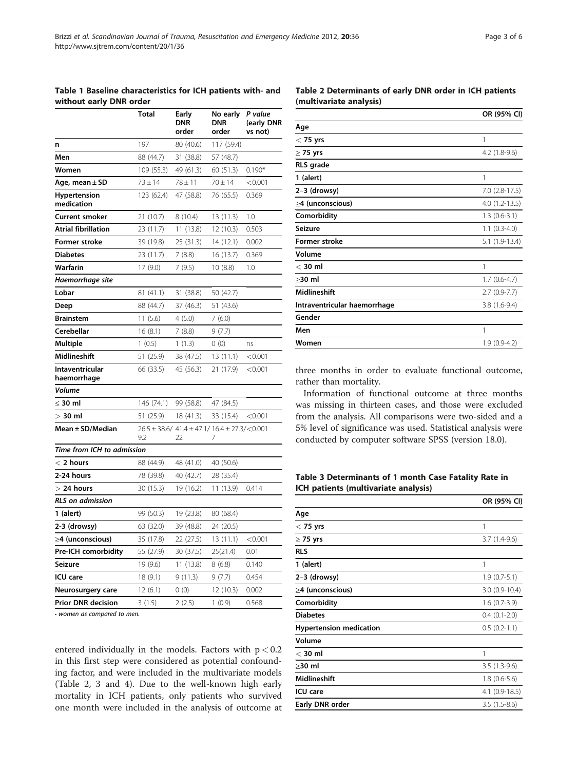**Table 1 Baseline characteristics for ICH patients with- and without early DNR order**

| | Total | Early DNR order | No early DNR order | P value (early DNR vs not) |
|---|---|---|---|---|
| n | 197 | 80 (40.6) | 117 (59.4) | |
| Men | 88 (44.7) | 31 (38.8) | 57 (48.7) | |
| Women | 109 (55.3) | 49 (61.3) | 60 (51.3) | 0.190* |
| Age, mean ± SD | 73 ± 14 | 78 ± 11 | 70 ± 14 | <0.001 |
| Hypertension medication | 123 (62.4) | 47 (58.8) | 76 (65.5) | 0.369 |
| Current smoker | 21 (10.7) | 8 (10.4) | 13 (11.3) | 1.0 |
| Atrial fibrillation | 23 (11.7) | 11 (13.8) | 12 (10.3) | 0.503 |
| Former stroke | 39 (19.8) | 25 (31.3) | 14 (12.1) | 0.002 |
| Diabetes | 23 (11.7) | 7 (8.8) | 16 (13.7) | 0.369 |
| Warfarin | 17 (9.0) | 7 (9.5) | 10 (8.8) | 1.0 |
| *Haemorrhage site* | | | | |
| Lobar | 81 (41.1) | 31 (38.8) | 50 (42.7) | |
| Deep | 88 (44.7) | 37 (46.3) | 51 (43.6) | |
| Brainstem | 11 (5.6) | 4 (5.0) | 7 (6.0) | |
| Cerebellar | 16 (8.1) | 7 (8.8) | 9 (7.7) | |
| Multiple | 1 (0.5) | 1 (1.3) | 0 (0) | ns |
| Midlineshift | 51 (25.9) | 38 (47.5) | 13 (11.1) | <0.001 |
| Intaventricular haemorrhage | 66 (33.5) | 45 (56.3) | 21 (17.9) | <0.001 |
| *Volume* | | | | |
| ≤ 30 ml | 146 (74.1) | 99 (58.8) | 47 (84.5) | |
| > 30 ml | 51 (25.9) | 18 (41.3) | 33 (15.4) | <0.001 |
| Mean ± SD/Median | 26.5 ± 38.6/ 9.2 | 41.4 ± 47.1/ 22 | 16.4 ± 27.3/ 7 | <0.001 |
| *Time from ICH to admission* | | | | |
| < 2 hours | 88 (44.9) | 48 (41.0) | 40 (50.6) | |
| 2-24 hours | 78 (39.8) | 40 (42.7) | 28 (35.4) | |
| > 24 hours | 30 (15.3) | 19 (16.2) | 11 (13.9) | 0.414 |
| *RLS on admission* | | | | |
| 1 (alert) | 99 (50.3) | 19 (23.8) | 80 (68.4) | |
| 2-3 (drowsy) | 63 (32.0) | 39 (48.8) | 24 (20.5) | |
| ≥4 (unconscious) | 35 (17.8) | 22 (27.5) | 13 (11.1) | <0.001 |
| Pre-ICH comorbidity | 55 (27.9) | 30 (37.5) | 25(21.4) | 0.01 |
| Seizure | 19 (9.6) | 11 (13.8) | 8 (6.8) | 0.140 |
| ICU care | 18 (9.1) | 9 (11.3) | 9 (7.7) | 0.454 |
| Neurosurgery care | 12 (6.1) | 0 (0) | 12 (10.3) | 0.002 |
| Prior DNR decision | 3 (1.5) | 2 (2.5) | 1 (0.9) | 0.568 |

* women as compared to men.

entered individually in the models. Factors with $p < 0.2$ in this first step were considered as potential confounding factor, and were included in the multivariate models (Table 2, 3 and 4). Due to the well-known high early mortality in ICH patients, only patients who survived one month were included in the analysis of outcome at three months in order to evaluate functional outcome, rather than mortality.

Information of functional outcome at three months was missing in thirteen cases, and those were excluded from the analysis. All comparisons were two-sided and a 5% level of significance was used. Statistical analysis were conducted by computer software SPSS (version 18.0).

**Table 2 Determinants of early DNR order in ICH patients (multivariate analysis)**

| | OR (95% CI) |
|---|---|
| **Age** | |
| < 75 yrs | 1 |
| ≥ 75 yrs | 4.2 (1.8-9.6) |
| **RLS grade** | |
| 1 (alert) | 1 |
| 2–3 (drowsy) | 7.0 (2.8-17.5) |
| ≥4 (unconscious) | 4.0 (1.2-13.5) |
| Comorbidity | 1.3 (0.6-3.1) |
| Seizure | 1.1 (0.3-4.0) |
| Former stroke | 5.1 (1.9-13.4) |
| **Volume** | |
| < 30 ml | 1 |
| ≥30 ml | 1.7 (0.6-4.7) |
| Midlineshift | 2.7 (0.9-7.7) |
| Intraventricular haemorrhage | 3.8 (1.6-9.4) |
| **Gender** | |
| Men | 1 |
| Women | 1.9 (0.9-4.2) |

**Table 3 Determinants of 1 month Case Fatality Rate in ICH patients (multivariate analysis)**

| | OR (95% CI) |
|---|---|
| **Age** | |
| < 75 yrs | 1 |
| ≥ 75 yrs | 3.7 (1.4-9.6) |
| **RLS** | |
| 1 (alert) | 1 |
| 2–3 (drowsy) | 1.9 (0.7-5.1) |
| ≥4 (unconscious) | 3.0 (0.9-10.4) |
| Comorbidity | 1.6 (0.7-3.9) |
| Diabetes | 0.4 (0.1-2.0) |
| Hypertension medication | 0.5 (0.2-1.1) |
| **Volume** | |
| < 30 ml | 1 |
| ≥30 ml | 3.5 (1.3-9.6) |
| Midlineshift | 1.8 (0.6-5.6) |
| ICU care | 4.1 (0.9-18.5) |
| Early DNR order | 3.5 (1.5-8.6) |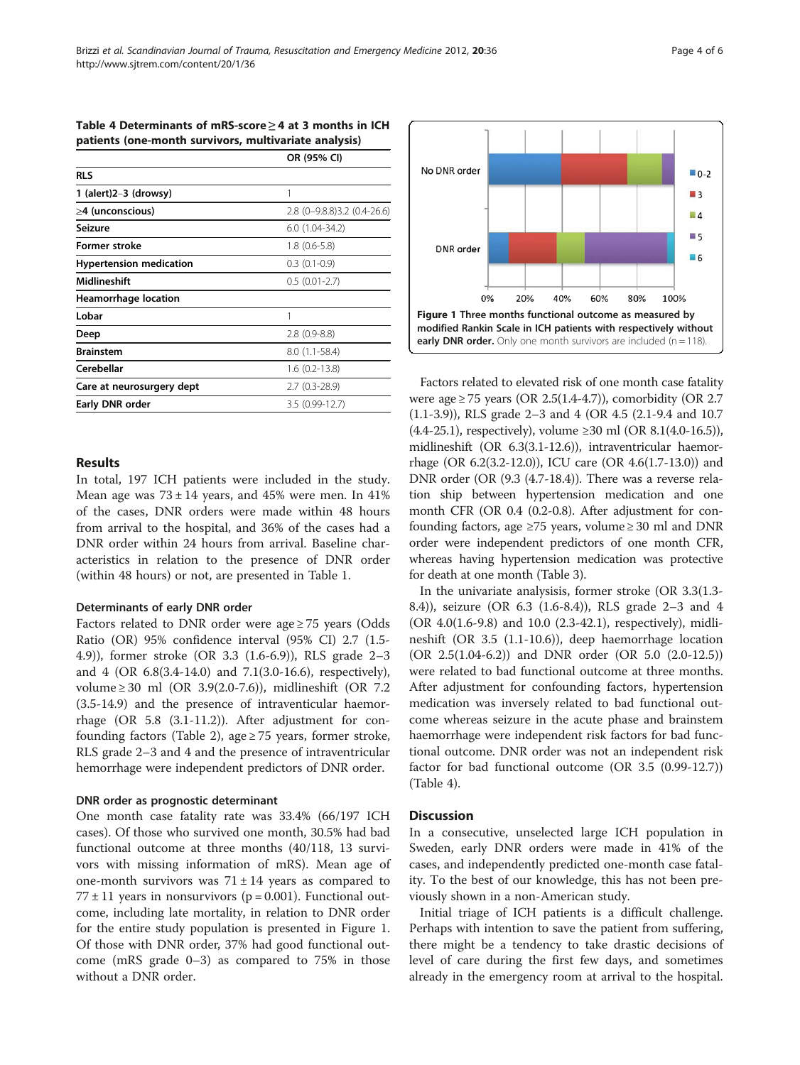**Table 4 Determinants of mRS-score ≥ 4 at 3 months in ICH patients (one-month survivors, multivariate analysis)**

| | OR (95% CI) |
|---|---|
| **RLS** | |
| **1 (alert)2–3 (drowsy)** | 1 |
| **≥4 (unconscious)** | 2.8 (0–9.8.8)3.2 (0.4-26.6) |
| **Seizure** | 6.0 (1.04-34.2) |
| **Former stroke** | 1.8 (0.6-5.8) |
| **Hypertension medication** | 0.3 (0.1-0.9) |
| **Midlineshift** | 0.5 (0.01-2.7) |
| **Heamorrhage location** | |
| **Lobar** | 1 |
| **Deep** | 2.8 (0.9-8.8) |
| **Brainstem** | 8.0 (1.1-58.4) |
| **Cerebellar** | 1.6 (0.2-13.8) |
| **Care at neurosurgery dept** | 2.7 (0.3-28.9) |
| **Early DNR order** | 3.5 (0.99-12.7) |

## Results

In total, 197 ICH patients were included in the study. Mean age was 73 ± 14 years, and 45% were men. In 41% of the cases, DNR orders were made within 48 hours from arrival to the hospital, and 36% of the cases had a DNR order within 24 hours from arrival. Baseline characteristics in relation to the presence of DNR order (within 48 hours) or not, are presented in Table 1.

### Determinants of early DNR order

Factors related to DNR order were age ≥ 75 years (Odds Ratio (OR) 95% confidence interval (95% CI) 2.7 (1.5-4.9)), former stroke (OR 3.3 (1.6-6.9)), RLS grade 2–3 and 4 (OR 6.8(3.4-14.0) and 7.1(3.0-16.6), respectively), volume ≥ 30 ml (OR 3.9(2.0-7.6)), midlineshift (OR 7.2 (3.5-14.9) and the presence of intraventicular haemorrhage (OR 5.8 (3.1-11.2)). After adjustment for confounding factors (Table 2), age ≥ 75 years, former stroke, RLS grade 2–3 and 4 and the presence of intraventricular hemorrhage were independent predictors of DNR order.

### DNR order as prognostic determinant

One month case fatality rate was 33.4% (66/197 ICH cases). Of those who survived one month, 30.5% had bad functional outcome at three months (40/118, 13 survivors with missing information of mRS). Mean age of one-month survivors was 71 ± 14 years as compared to 77 ± 11 years in nonsurvivors (p = 0.001). Functional outcome, including late mortality, in relation to DNR order for the entire study population is presented in Figure 1. Of those with DNR order, 37% had good functional outcome (mRS grade 0–3) as compared to 75% in those without a DNR order.

**Figure 1 Three months functional outcome as measured by modified Rankin Scale in ICH patients with respectively without early DNR order.** Only one month survivors are included (n = 118).

Factors related to elevated risk of one month case fatality were age ≥ 75 years (OR 2.5(1.4-4.7)), comorbidity (OR 2.7 (1.1-3.9)), RLS grade 2–3 and 4 (OR 4.5 (2.1-9.4 and 10.7 (4.4-25.1), respectively), volume ≥30 ml (OR 8.1(4.0-16.5)), midlineshift (OR 6.3(3.1-12.6)), intraventricular haemorrhage (OR 6.2(3.2-12.0)), ICU care (OR 4.6(1.7-13.0)) and DNR order (OR (9.3 (4.7-18.4)). There was a reverse relation ship between hypertension medication and one month CFR (OR 0.4 (0.2-0.8). After adjustment for confounding factors, age ≥75 years, volume ≥ 30 ml and DNR order were independent predictors of one month CFR, whereas having hypertension medication was protective for death at one month (Table 3).

In the univariate analysisis, former stroke (OR 3.3(1.3-8.4)), seizure (OR 6.3 (1.6-8.4)), RLS grade 2–3 and 4 (OR 4.0(1.6-9.8) and 10.0 (2.3-42.1), respectively), midlineshift (OR 3.5 (1.1-10.6)), deep haemorrhage location (OR 2.5(1.04-6.2)) and DNR order (OR 5.0 (2.0-12.5)) were related to bad functional outcome at three months. After adjustment for confounding factors, hypertension medication was inversely related to bad functional outcome whereas seizure in the acute phase and brainstem haemorrhage were independent risk factors for bad functional outcome. DNR order was not an independent risk factor for bad functional outcome (OR 3.5 (0.99-12.7)) (Table 4).

## Discussion

In a consecutive, unselected large ICH population in Sweden, early DNR orders were made in 41% of the cases, and independently predicted one-month case fatality. To the best of our knowledge, this has not been previously shown in a non-American study.

Initial triage of ICH patients is a difficult challenge. Perhaps with intention to save the patient from suffering, there might be a tendency to take drastic decisions of level of care during the first few days, and sometimes already in the emergency room at arrival to the hospital.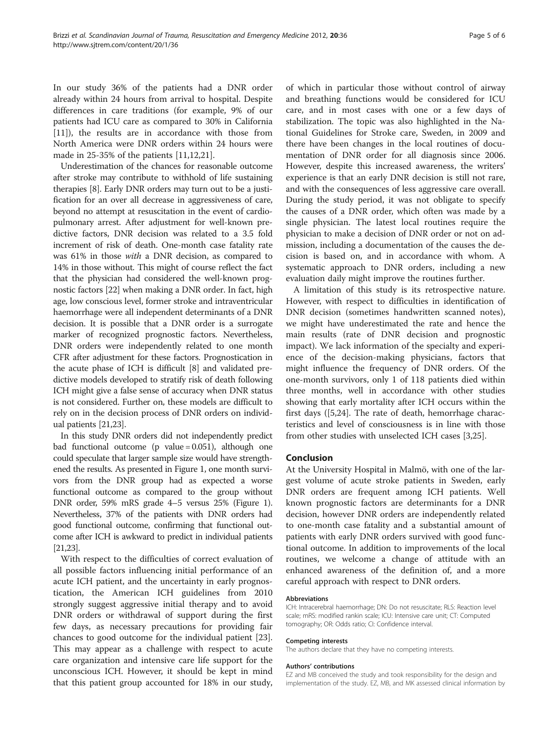In our study 36% of the patients had a DNR order already within 24 hours from arrival to hospital. Despite differences in care traditions (for example, 9% of our patients had ICU care as compared to 30% in California [11]), the results are in accordance with those from North America were DNR orders within 24 hours were made in 25-35% of the patients [11,12,21].

Underestimation of the chances for reasonable outcome after stroke may contribute to withhold of life sustaining therapies [8]. Early DNR orders may turn out to be a justification for an over all decrease in aggressiveness of care, beyond no attempt at resuscitation in the event of cardiopulmonary arrest. After adjustment for well-known predictive factors, DNR decision was related to a 3.5 fold increment of risk of death. One-month case fatality rate was 61% in those *with* a DNR decision, as compared to 14% in those without. This might of course reflect the fact that the physician had considered the well-known prognostic factors [22] when making a DNR order. In fact, high age, low conscious level, former stroke and intraventricular haemorrhage were all independent determinants of a DNR decision. It is possible that a DNR order is a surrogate marker of recognized prognostic factors. Nevertheless, DNR orders were independently related to one month CFR after adjustment for these factors. Prognostication in the acute phase of ICH is difficult [8] and validated predictive models developed to stratify risk of death following ICH might give a false sense of accuracy when DNR status is not considered. Further on, these models are difficult to rely on in the decision process of DNR orders on individual patients [21,23].

In this study DNR orders did not independently predict bad functional outcome (p value = 0.051), although one could speculate that larger sample size would have strengthened the results. As presented in Figure 1, one month survivors from the DNR group had as expected a worse functional outcome as compared to the group without DNR order, 59% mRS grade 4–5 versus 25% (Figure 1). Nevertheless, 37% of the patients with DNR orders had good functional outcome, confirming that functional outcome after ICH is awkward to predict in individual patients [21,23].

With respect to the difficulties of correct evaluation of all possible factors influencing initial performance of an acute ICH patient, and the uncertainty in early prognostication, the American ICH guidelines from 2010 strongly suggest aggressive initial therapy and to avoid DNR orders or withdrawal of support during the first few days, as necessary precautions for providing fair chances to good outcome for the individual patient [23]. This may appear as a challenge with respect to acute care organization and intensive care life support for the unconscious ICH. However, it should be kept in mind that this patient group accounted for 18% in our study, of which in particular those without control of airway and breathing functions would be considered for ICU care, and in most cases with one or a few days of stabilization. The topic was also highlighted in the National Guidelines for Stroke care, Sweden, in 2009 and there have been changes in the local routines of documentation of DNR order for all diagnosis since 2006. However, despite this increased awareness, the writers' experience is that an early DNR decision is still not rare, and with the consequences of less aggressive care overall. During the study period, it was not obligate to specify the causes of a DNR order, which often was made by a single physician. The latest local routines require the physician to make a decision of DNR order or not on admission, including a documentation of the causes the decision is based on, and in accordance with whom. A systematic approach to DNR orders, including a new evaluation daily might improve the routines further.

A limitation of this study is its retrospective nature. However, with respect to difficulties in identification of DNR decision (sometimes handwritten scanned notes), we might have underestimated the rate and hence the main results (rate of DNR decision and prognostic impact). We lack information of the specialty and experience of the decision-making physicians, factors that might influence the frequency of DNR orders. Of the one-month survivors, only 1 of 118 patients died within three months, well in accordance with other studies showing that early mortality after ICH occurs within the first days ([5,24]. The rate of death, hemorrhage characteristics and level of consciousness is in line with those from other studies with unselected ICH cases [3,25].

## Conclusion

At the University Hospital in Malmö, with one of the largest volume of acute stroke patients in Sweden, early DNR orders are frequent among ICH patients. Well known prognostic factors are determinants for a DNR decision, however DNR orders are independently related to one-month case fatality and a substantial amount of patients with early DNR orders survived with good functional outcome. In addition to improvements of the local routines, we welcome a change of attitude with an enhanced awareness of the definition of, and a more careful approach with respect to DNR orders.

#### Abbreviations

ICH: Intracerebral haemorrhage; DN: Do not resuscitate; RLS: Reaction level scale; mRS: modified rankin scale; ICU: Intensive care unit; CT: Computed tomography; OR: Odds ratio; CI: Confidence interval.

#### Competing interests

The authors declare that they have no competing interests.

#### Authors' contributions

EZ and MB conceived the study and took responsibility for the design and implementation of the study. EZ, MB, and MK assessed clinical information by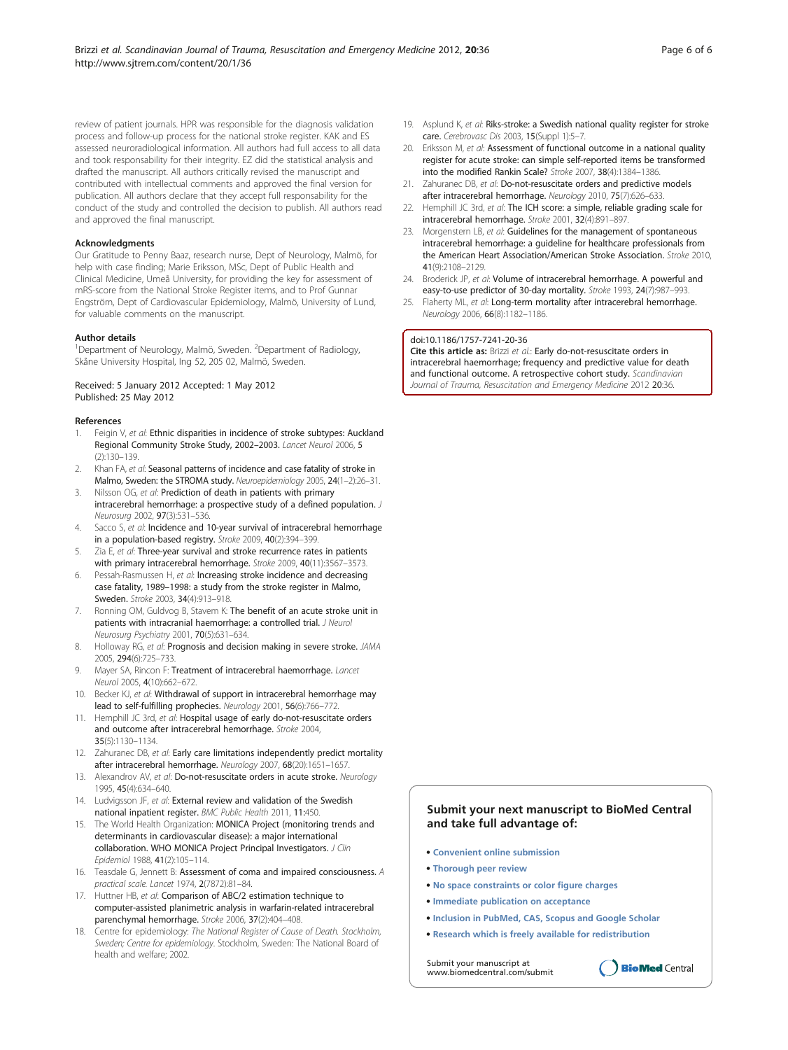review of patient journals. HPR was responsible for the diagnosis validation process and follow-up process for the national stroke register. KAK and ES assessed neuroradiological information. All authors had full access to all data and took responsability for their integrity. EZ did the statistical analysis and drafted the manuscript. All authors critically revised the manuscript and contributed with intellectual comments and approved the final version for publication. All authors declare that they accept full responsability for the conduct of the study and controlled the decision to publish. All authors read and approved the final manuscript.

### Acknowledgments

Our Gratitude to Penny Baaz, research nurse, Dept of Neurology, Malmö, for help with case finding; Marie Eriksson, MSc, Dept of Public Health and Clinical Medicine, Umeå University, for providing the key for assessment of mRS-score from the National Stroke Register items, and to Prof Gunnar Engström, Dept of Cardiovascular Epidemiology, Malmö, University of Lund, for valuable comments on the manuscript.

### Author details

[1]Department of Neurology, Malmö, Sweden. [2]Department of Radiology, Skåne University Hospital, Ing 52, 205 02, Malmö, Sweden.

Received: 5 January 2012 Accepted: 1 May 2012
Published: 25 May 2012

### References

1. Feigin V, *et al*: **Ethnic disparities in incidence of stroke subtypes: Auckland Regional Community Stroke Study, 2002–2003.** *Lancet Neurol* 2006, **5** (2):130–139.
2. Khan FA, *et al*: **Seasonal patterns of incidence and case fatality of stroke in Malmo, Sweden: the STROMA study.** *Neuroepidemiology* 2005, **24**(1–2):26–31.
3. Nilsson OG, *et al*: **Prediction of death in patients with primary intracerebral hemorrhage: a prospective study of a defined population.** *J Neurosurg* 2002, **97**(3):531–536.
4. Sacco S, *et al*: **Incidence and 10-year survival of intracerebral hemorrhage in a population-based registry.** *Stroke* 2009, **40**(2):394–399.
5. Zia E, *et al*: **Three-year survival and stroke recurrence rates in patients with primary intracerebral hemorrhage.** *Stroke* 2009, **40**(11):3567–3573.
6. Pessah-Rasmussen H, *et al*: **Increasing stroke incidence and decreasing case fatality, 1989–1998: a study from the stroke register in Malmo, Sweden.** *Stroke* 2003, **34**(4):913–918.
7. Ronning OM, Guldvog B, Stavem K: **The benefit of an acute stroke unit in patients with intracranial haemorrhage: a controlled trial.** *J Neurol Neurosurg Psychiatry* 2001, **70**(5):631–634.
8. Holloway RG, *et al*: **Prognosis and decision making in severe stroke.** *JAMA* 2005, **294**(6):725–733.
9. Mayer SA, Rincon F: **Treatment of intracerebral haemorrhage.** *Lancet Neurol* 2005, **4**(10):662–672.
10. Becker KJ, *et al*: **Withdrawal of support in intracerebral hemorrhage may lead to self-fulfilling prophecies.** *Neurology* 2001, **56**(6):766–772.
11. Hemphill JC 3rd, *et al*: **Hospital usage of early do-not-resuscitate orders and outcome after intracerebral hemorrhage.** *Stroke* 2004, **35**(5):1130–1134.
12. Zahuranec DB, *et al*: **Early care limitations independently predict mortality after intracerebral hemorrhage.** *Neurology* 2007, **68**(20):1651–1657.
13. Alexandrov AV, *et al*: **Do-not-resuscitate orders in acute stroke.** *Neurology* 1995, **45**(4):634–640.
14. Ludvigsson JF, *et al*: **External review and validation of the Swedish national inpatient register.** *BMC Public Health* 2011, **11**:450.
15. The World Health Organization: **MONICA Project (monitoring trends and determinants in cardiovascular disease): a major international collaboration. WHO MONICA Project Principal Investigators.** *J Clin Epidemiol* 1988, **41**(2):105–114.
16. Teasdale G, Jennett B: **Assessment of coma and impaired consciousness.** *A practical scale. Lancet* 1974, **2**(7872):81–84.
17. Huttner HB, *et al*: **Comparison of ABC/2 estimation technique to computer-assisted planimetric analysis in warfarin-related intracerebral parenchymal hemorrhage.** *Stroke* 2006, **37**(2):404–408.
18. Centre for epidemiology: *The National Register of Cause of Death. Stockholm, Sweden; Centre for epidemiology.* Stockholm, Sweden: The National Board of health and welfare; 2002.
19. Asplund K, *et al*: **Riks-stroke: a Swedish national quality register for stroke care.** *Cerebrovasc Dis* 2003, **15**(Suppl 1):5–7.
20. Eriksson M, *et al*: **Assessment of functional outcome in a national quality register for acute stroke: can simple self-reported items be transformed into the modified Rankin Scale?** *Stroke* 2007, **38**(4):1384–1386.
21. Zahuranec DB, *et al*: **Do-not-resuscitate orders and predictive models after intracerebral hemorrhage.** *Neurology* 2010, **75**(7):626–633.
22. Hemphill JC 3rd, *et al*: **The ICH score: a simple, reliable grading scale for intracerebral hemorrhage.** *Stroke* 2001, **32**(4):891–897.
23. Morgenstern LB, *et al*: **Guidelines for the management of spontaneous intracerebral hemorrhage: a guideline for healthcare professionals from the American Heart Association/American Stroke Association.** *Stroke* 2010, **41**(9):2108–2129.
24. Broderick JP, *et al*: **Volume of intracerebral hemorrhage. A powerful and easy-to-use predictor of 30-day mortality.** *Stroke* 1993, **24**(7):987–993.
25. Flaherty ML, *et al*: **Long-term mortality after intracerebral hemorrhage.** *Neurology* 2006, **66**(8):1182–1186.

doi:10.1186/1757-7241-20-36
**Cite this article as:** Brizzi *et al.*: Early do-not-resuscitate orders in intracerebral haemorrhage; frequency and predictive value for death and functional outcome. A retrospective cohort study. *Scandinavian Journal of Trauma, Resuscitation and Emergency Medicine* 2012 **20**:36.

**Submit your next manuscript to BioMed Central and take full advantage of:**

- Convenient online submission
- Thorough peer review
- No space constraints or color figure charges
- Immediate publication on acceptance
- Inclusion in PubMed, CAS, Scopus and Google Scholar
- Research which is freely available for redistribution

Submit your manuscript at www.biomedcentral.com/submit

BioMed Central